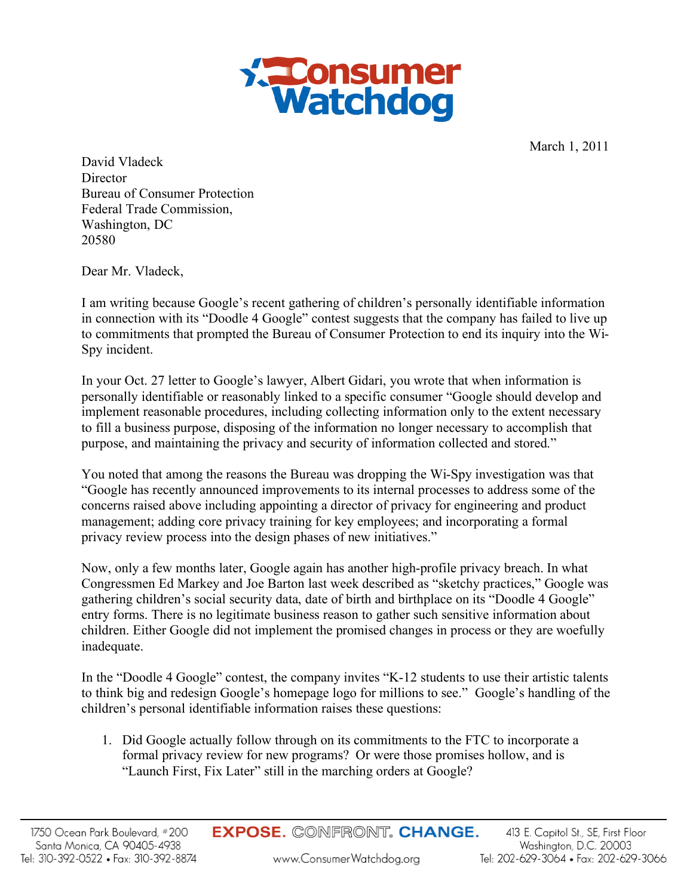Consumer Watchdog

March 1, 2011

David Vladeck
Director
Bureau of Consumer Protection
Federal Trade Commission,
Washington, DC
20580

Dear Mr. Vladeck,

I am writing because Google's recent gathering of children's personally identifiable information in connection with its "Doodle 4 Google" contest suggests that the company has failed to live up to commitments that prompted the Bureau of Consumer Protection to end its inquiry into the Wi-Spy incident.

In your Oct. 27 letter to Google's lawyer, Albert Gidari, you wrote that when information is personally identifiable or reasonably linked to a specific consumer "Google should develop and implement reasonable procedures, including collecting information only to the extent necessary to fill a business purpose, disposing of the information no longer necessary to accomplish that purpose, and maintaining the privacy and security of information collected and stored."

You noted that among the reasons the Bureau was dropping the Wi-Spy investigation was that "Google has recently announced improvements to its internal processes to address some of the concerns raised above including appointing a director of privacy for engineering and product management; adding core privacy training for key employees; and incorporating a formal privacy review process into the design phases of new initiatives."

Now, only a few months later, Google again has another high-profile privacy breach. In what Congressmen Ed Markey and Joe Barton last week described as "sketchy practices," Google was gathering children's social security data, date of birth and birthplace on its "Doodle 4 Google" entry forms. There is no legitimate business reason to gather such sensitive information about children. Either Google did not implement the promised changes in process or they are woefully inadequate.

In the "Doodle 4 Google" contest, the company invites "K-12 students to use their artistic talents to think big and redesign Google's homepage logo for millions to see." Google's handling of the children's personal identifiable information raises these questions:

1. Did Google actually follow through on its commitments to the FTC to incorporate a formal privacy review for new programs? Or were those promises hollow, and is "Launch First, Fix Later" still in the marching orders at Google?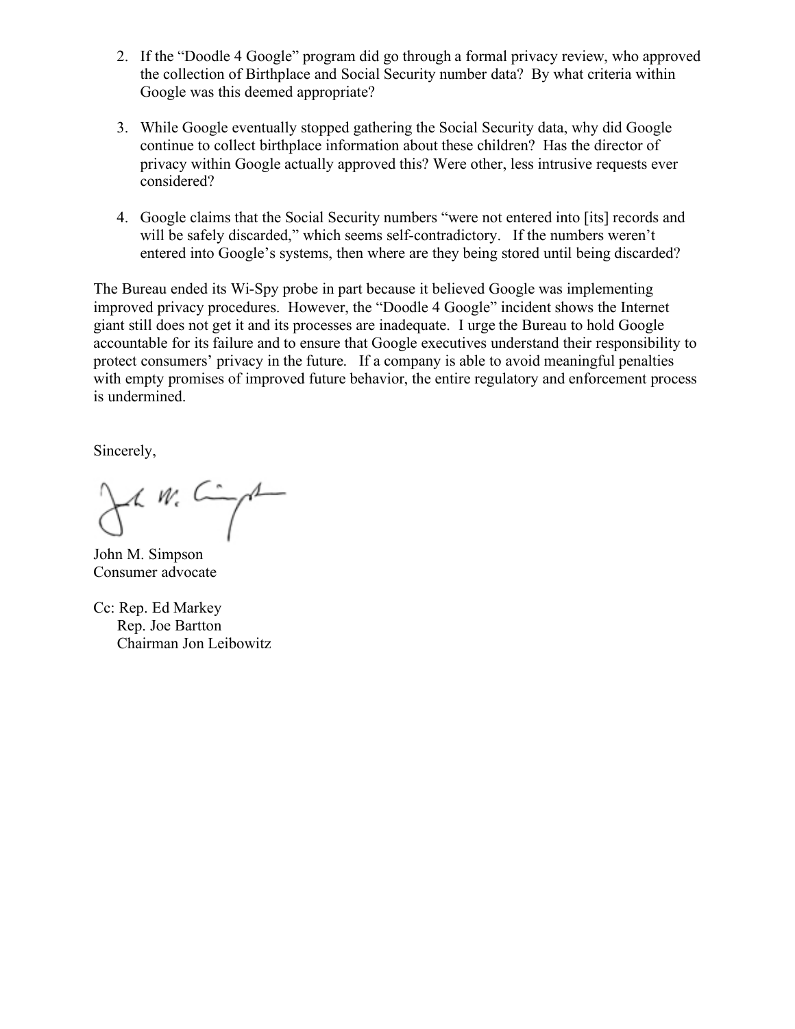2. If the "Doodle 4 Google" program did go through a formal privacy review, who approved the collection of Birthplace and Social Security number data? By what criteria within Google was this deemed appropriate?

3. While Google eventually stopped gathering the Social Security data, why did Google continue to collect birthplace information about these children? Has the director of privacy within Google actually approved this? Were other, less intrusive requests ever considered?

4. Google claims that the Social Security numbers "were not entered into [its] records and will be safely discarded," which seems self-contradictory. If the numbers weren't entered into Google's systems, then where are they being stored until being discarded?

The Bureau ended its Wi-Spy probe in part because it believed Google was implementing improved privacy procedures. However, the "Doodle 4 Google" incident shows the Internet giant still does not get it and its processes are inadequate. I urge the Bureau to hold Google accountable for its failure and to ensure that Google executives understand their responsibility to protect consumers' privacy in the future. If a company is able to avoid meaningful penalties with empty promises of improved future behavior, the entire regulatory and enforcement process is undermined.

Sincerely,

John M. Simpson
Consumer advocate

Cc: Rep. Ed Markey
Rep. Joe Bartton
Chairman Jon Leibowitz